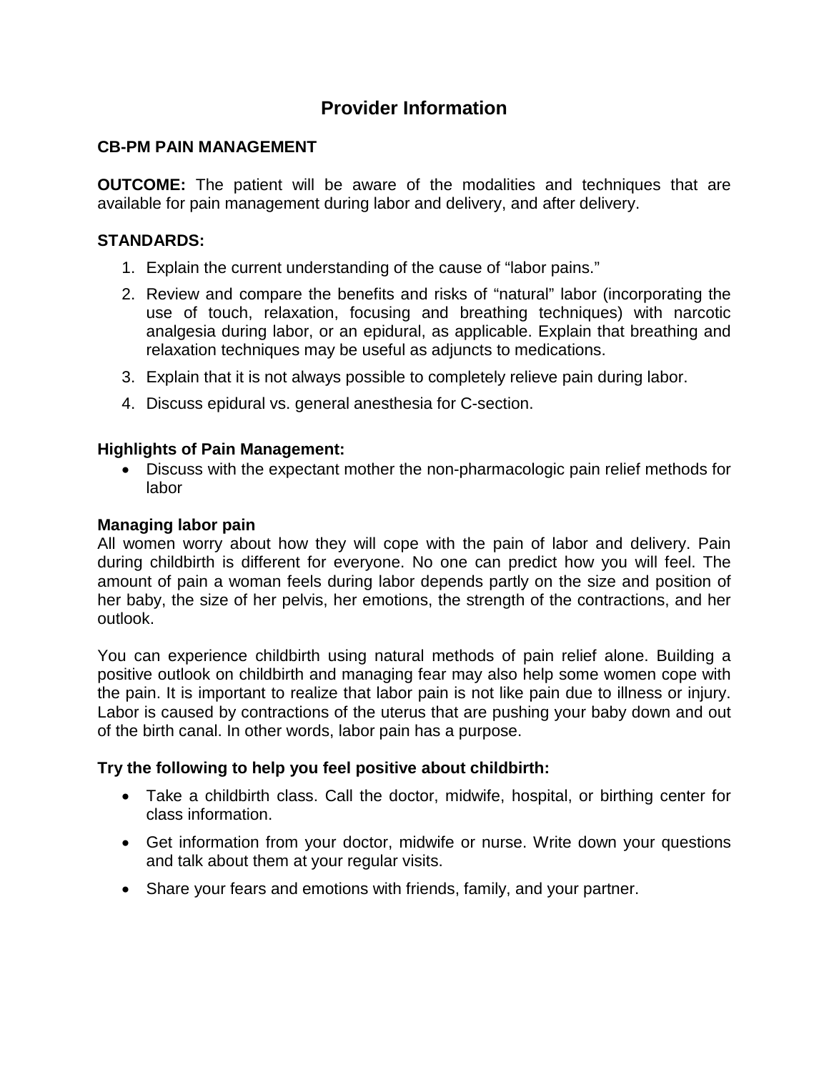# Provider Information

**CB-PM PAIN MANAGEMENT**

**OUTCOME:** The patient will be aware of the modalities and techniques that are available for pain management during labor and delivery, and after delivery.

**STANDARDS:**

1. Explain the current understanding of the cause of "labor pains."
2. Review and compare the benefits and risks of "natural" labor (incorporating the use of touch, relaxation, focusing and breathing techniques) with narcotic analgesia during labor, or an epidural, as applicable. Explain that breathing and relaxation techniques may be useful as adjuncts to medications.
3. Explain that it is not always possible to completely relieve pain during labor.
4. Discuss epidural vs. general anesthesia for C-section.

**Highlights of Pain Management:**

- Discuss with the expectant mother the non-pharmacologic pain relief methods for labor

**Managing labor pain**

All women worry about how they will cope with the pain of labor and delivery. Pain during childbirth is different for everyone. No one can predict how you will feel. The amount of pain a woman feels during labor depends partly on the size and position of her baby, the size of her pelvis, her emotions, the strength of the contractions, and her outlook.

You can experience childbirth using natural methods of pain relief alone. Building a positive outlook on childbirth and managing fear may also help some women cope with the pain. It is important to realize that labor pain is not like pain due to illness or injury. Labor is caused by contractions of the uterus that are pushing your baby down and out of the birth canal. In other words, labor pain has a purpose.

**Try the following to help you feel positive about childbirth:**

- Take a childbirth class. Call the doctor, midwife, hospital, or birthing center for class information.
- Get information from your doctor, midwife or nurse. Write down your questions and talk about them at your regular visits.
- Share your fears and emotions with friends, family, and your partner.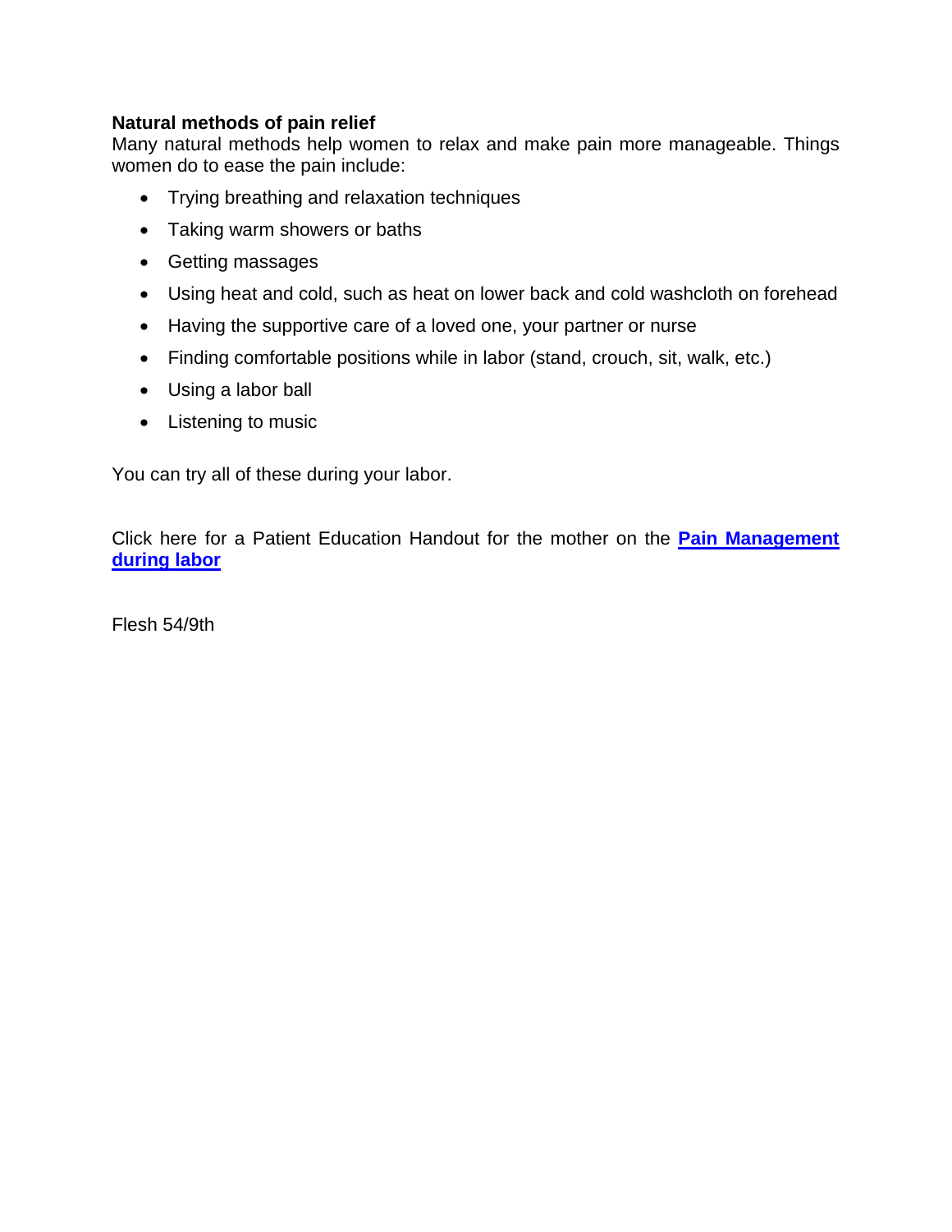**Natural methods of pain relief**

Many natural methods help women to relax and make pain more manageable. Things women do to ease the pain include:

- Trying breathing and relaxation techniques
- Taking warm showers or baths
- Getting massages
- Using heat and cold, such as heat on lower back and cold washcloth on forehead
- Having the supportive care of a loved one, your partner or nurse
- Finding comfortable positions while in labor (stand, crouch, sit, walk, etc.)
- Using a labor ball
- Listening to music

You can try all of these during your labor.

Click here for a Patient Education Handout for the mother on the **Pain Management during labor**

Flesh 54/9th